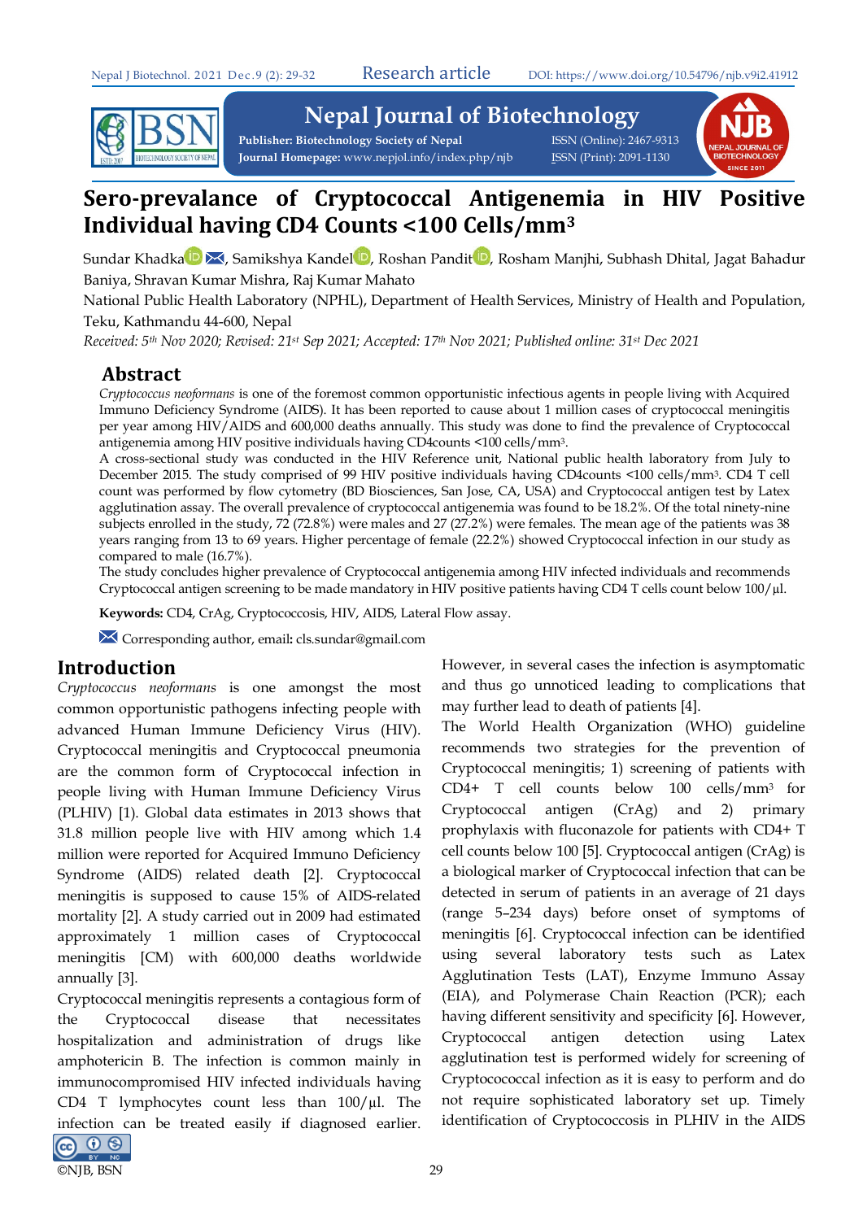# Sero-prevalance of Cryptococcal Antigenemia in HIV Positive Individual having CD4 Counts <100 Cells/mm³

Sundar Khadka, Samikshya Kandel, Roshan Pandit, Rosham Manjhi, Subhash Dhital, Jagat Bahadur Baniya, Shravan Kumar Mishra, Raj Kumar Mahato

National Public Health Laboratory (NPHL), Department of Health Services, Ministry of Health and Population, Teku, Kathmandu 44-600, Nepal

*Received: 5th Nov 2020; Revised: 21st Sep 2021; Accepted: 17th Nov 2021; Published online: 31st Dec 2021*

## Abstract

*Cryptococcus neoformans* is one of the foremost common opportunistic infectious agents in people living with Acquired Immuno Deficiency Syndrome (AIDS). It has been reported to cause about 1 million cases of cryptococcal meningitis per year among HIV/AIDS and 600,000 deaths annually. This study was done to find the prevalence of Cryptococcal antigenemia among HIV positive individuals having CD4counts <100 cells/mm³.

A cross-sectional study was conducted in the HIV Reference unit, National public health laboratory from July to December 2015. The study comprised of 99 HIV positive individuals having CD4counts <100 cells/mm³. CD4 T cell count was performed by flow cytometry (BD Biosciences, San Jose, CA, USA) and Cryptococcal antigen test by Latex agglutination assay. The overall prevalence of cryptococcal antigenemia was found to be 18.2%. Of the total ninety-nine subjects enrolled in the study, 72 (72.8%) were males and 27 (27.2%) were females. The mean age of the patients was 38 years ranging from 13 to 69 years. Higher percentage of female (22.2%) showed Cryptococcal infection in our study as compared to male (16.7%).

The study concludes higher prevalence of Cryptococcal antigenemia among HIV infected individuals and recommends Cryptococcal antigen screening to be made mandatory in HIV positive patients having CD4 T cells count below 100/µl.

**Keywords:** CD4, CrAg, Cryptococcosis, HIV, AIDS, Lateral Flow assay.

Corresponding author, email**:** cls.sundar@gmail.com

## Introduction

*Cryptococcus neoformans* is one amongst the most common opportunistic pathogens infecting people with advanced Human Immune Deficiency Virus (HIV). Cryptococcal meningitis and Cryptococcal pneumonia are the common form of Cryptococcal infection in people living with Human Immune Deficiency Virus (PLHIV) [1]. Global data estimates in 2013 shows that 31.8 million people live with HIV among which 1.4 million were reported for Acquired Immuno Deficiency Syndrome (AIDS) related death [2]. Cryptococcal meningitis is supposed to cause 15% of AIDS-related mortality [2]. A study carried out in 2009 had estimated approximately 1 million cases of Cryptococcal meningitis [CM) with 600,000 deaths worldwide annually [3].

Cryptococcal meningitis represents a contagious form of the Cryptococcal disease that necessitates hospitalization and administration of drugs like amphotericin B. The infection is common mainly in immunocompromised HIV infected individuals having CD4 T lymphocytes count less than 100/µl. The infection can be treated easily if diagnosed earlier. However, in several cases the infection is asymptomatic and thus go unnoticed leading to complications that may further lead to death of patients [4].

The World Health Organization (WHO) guideline recommends two strategies for the prevention of Cryptococcal meningitis; 1) screening of patients with CD4+ T cell counts below 100 cells/mm³ for Cryptococcal antigen (CrAg) and 2) primary prophylaxis with fluconazole for patients with CD4+ T cell counts below 100 [5]. Cryptococcal antigen (CrAg) is a biological marker of Cryptococcal infection that can be detected in serum of patients in an average of 21 days (range 5–234 days) before onset of symptoms of meningitis [6]. Cryptococcal infection can be identified using several laboratory tests such as Latex Agglutination Tests (LAT), Enzyme Immuno Assay (EIA), and Polymerase Chain Reaction (PCR); each having different sensitivity and specificity [6]. However, Cryptococcal antigen detection using Latex agglutination test is performed widely for screening of Cryptocococcal infection as it is easy to perform and do not require sophisticated laboratory set up. Timely identification of Cryptococcosis in PLHIV in the AIDS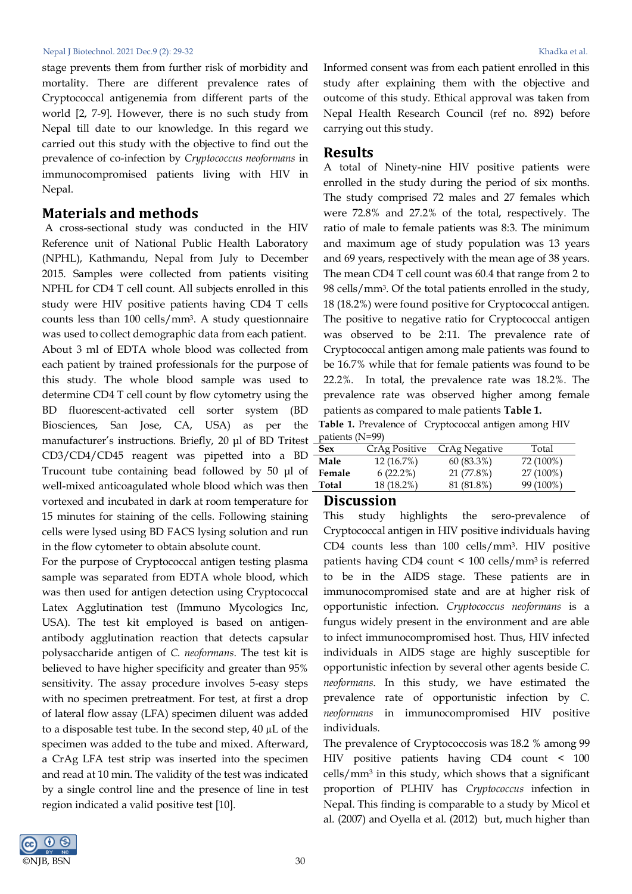stage prevents them from further risk of morbidity and mortality. There are different prevalence rates of Cryptococcal antigenemia from different parts of the world [2, 7-9]. However, there is no such study from Nepal till date to our knowledge. In this regard we carried out this study with the objective to find out the prevalence of co-infection by *Cryptococcus neoformans* in immunocompromised patients living with HIV in Nepal.

## Materials and methods

A cross-sectional study was conducted in the HIV Reference unit of National Public Health Laboratory (NPHL), Kathmandu, Nepal from July to December 2015. Samples were collected from patients visiting NPHL for CD4 T cell count. All subjects enrolled in this study were HIV positive patients having CD4 T cells counts less than 100 cells/mm³. A study questionnaire was used to collect demographic data from each patient. About 3 ml of EDTA whole blood was collected from each patient by trained professionals for the purpose of this study. The whole blood sample was used to determine CD4 T cell count by flow cytometry using the BD fluorescent-activated cell sorter system (BD Biosciences, San Jose, CA, USA) as per the manufacturer's instructions. Briefly, 20 µl of BD Tritest CD3/CD4/CD45 reagent was pipetted into a BD Trucount tube containing bead followed by 50 µl of well-mixed anticoagulated whole blood which was then vortexed and incubated in dark at room temperature for 15 minutes for staining of the cells. Following staining cells were lysed using BD FACS lysing solution and run in the flow cytometer to obtain absolute count.

For the purpose of Cryptococcal antigen testing plasma sample was separated from EDTA whole blood, which was then used for antigen detection using Cryptococcal Latex Agglutination test (Immuno Mycologics Inc, USA). The test kit employed is based on antigen-antibody agglutination reaction that detects capsular polysaccharide antigen of *C. neoformans*. The test kit is believed to have higher specificity and greater than 95% sensitivity. The assay procedure involves 5-easy steps with no specimen pretreatment. For test, at first a drop of lateral flow assay (LFA) specimen diluent was added to a disposable test tube. In the second step, 40 µL of the specimen was added to the tube and mixed. Afterward, a CrAg LFA test strip was inserted into the specimen and read at 10 min. The validity of the test was indicated by a single control line and the presence of line in test region indicated a valid positive test [10].

Informed consent was from each patient enrolled in this study after explaining them with the objective and outcome of this study. Ethical approval was taken from Nepal Health Research Council (ref no. 892) before carrying out this study.

## Results

A total of Ninety-nine HIV positive patients were enrolled in the study during the period of six months. The study comprised 72 males and 27 females which were 72.8% and 27.2% of the total, respectively. The ratio of male to female patients was 8:3. The minimum and maximum age of study population was 13 years and 69 years, respectively with the mean age of 38 years. The mean CD4 T cell count was 60.4 that range from 2 to 98 cells/mm³. Of the total patients enrolled in the study, 18 (18.2%) were found positive for Cryptococcal antigen. The positive to negative ratio for Cryptococcal antigen was observed to be 2:11. The prevalence rate of Cryptococcal antigen among male patients was found to be 16.7% while that for female patients was found to be 22.2%. In total, the prevalence rate was 18.2%. The prevalence rate was observed higher among female patients as compared to male patients **Table 1.**

**Table 1.** Prevalence of Cryptococcal antigen among HIV patients (N=99)

| Sex | CrAg Positive | CrAg Negative | Total |
|---|---|---|---|
| **Male** | 12 (16.7%) | 60 (83.3%) | 72 (100%) |
| **Female** | 6 (22.2%) | 21 (77.8%) | 27 (100%) |
| **Total** | 18 (18.2%) | 81 (81.8%) | 99 (100%) |

## Discussion

This study highlights the sero-prevalence of Cryptococcal antigen in HIV positive individuals having CD4 counts less than 100 cells/mm³. HIV positive patients having CD4 count < 100 cells/mm³ is referred to be in the AIDS stage. These patients are in immunocompromised state and are at higher risk of opportunistic infection. *Cryptococcus neoformans* is a fungus widely present in the environment and are able to infect immunocompromised host. Thus, HIV infected individuals in AIDS stage are highly susceptible for opportunistic infection by several other agents beside *C. neoformans*. In this study, we have estimated the prevalence rate of opportunistic infection by *C. neoformans* in immunocompromised HIV positive individuals.

The prevalence of Cryptococcosis was 18.2 % among 99 HIV positive patients having CD4 count < 100 cells/mm³ in this study, which shows that a significant proportion of PLHIV has *Cryptococcus* infection in Nepal. This finding is comparable to a study by Micol et al. (2007) and Oyella et al. (2012) but, much higher than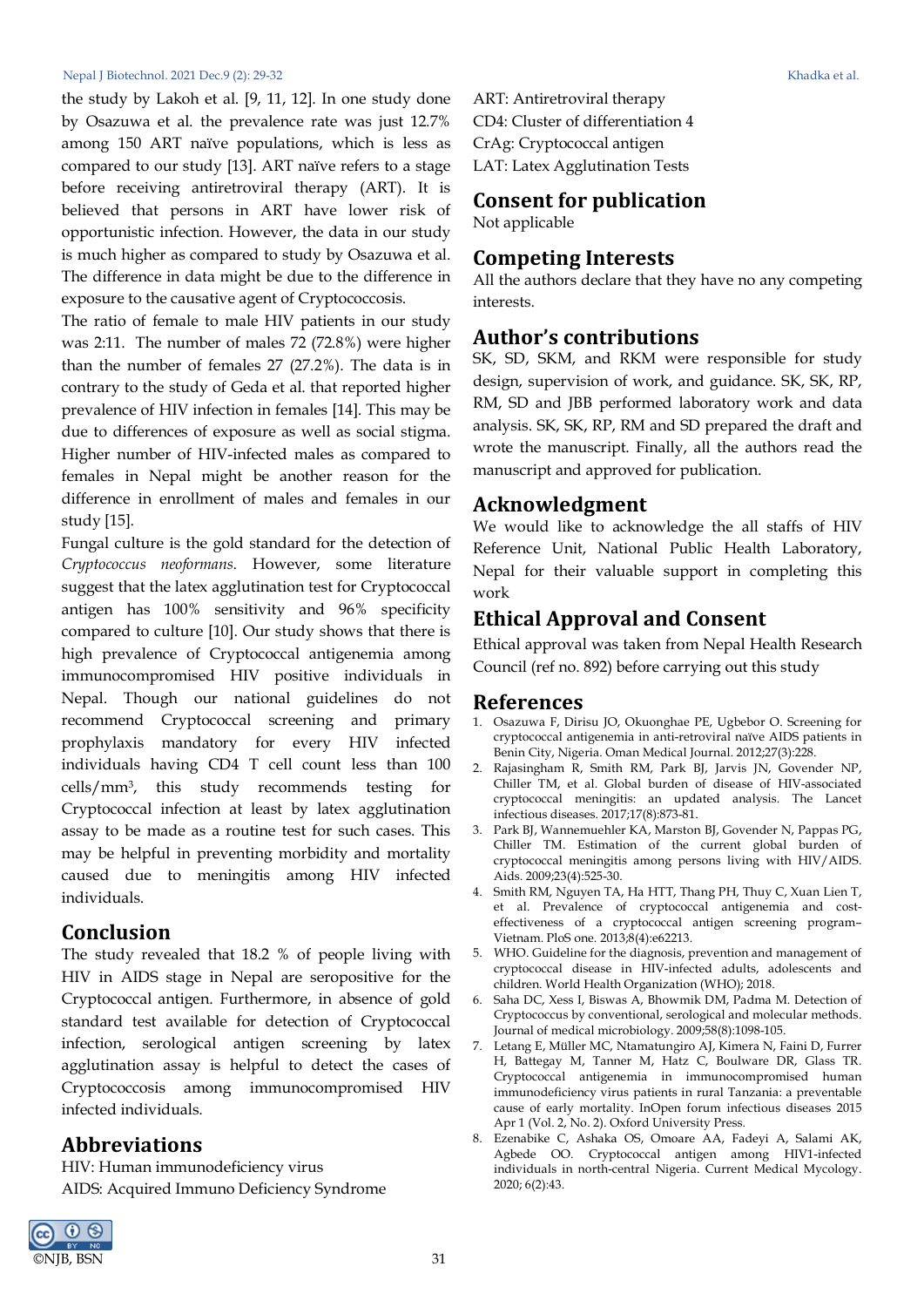the study by Lakoh et al. [9, 11, 12]. In one study done by Osazuwa et al. the prevalence rate was just 12.7% among 150 ART naïve populations, which is less as compared to our study [13]. ART naïve refers to a stage before receiving antiretroviral therapy (ART). It is believed that persons in ART have lower risk of opportunistic infection. However, the data in our study is much higher as compared to study by Osazuwa et al. The difference in data might be due to the difference in exposure to the causative agent of Cryptococcosis.

The ratio of female to male HIV patients in our study was 2:11. The number of males 72 (72.8%) were higher than the number of females 27 (27.2%). The data is in contrary to the study of Geda et al. that reported higher prevalence of HIV infection in females [14]. This may be due to differences of exposure as well as social stigma. Higher number of HIV-infected males as compared to females in Nepal might be another reason for the difference in enrollment of males and females in our study [15].

Fungal culture is the gold standard for the detection of *Cryptococcus neoformans*. However, some literature suggest that the latex agglutination test for Cryptococcal antigen has 100% sensitivity and 96% specificity compared to culture [10]. Our study shows that there is high prevalence of Cryptococcal antigenemia among immunocompromised HIV positive individuals in Nepal. Though our national guidelines do not recommend Cryptococcal screening and primary prophylaxis mandatory for every HIV infected individuals having CD4 T cell count less than 100 cells/mm$^3$, this study recommends testing for Cryptococcal infection at least by latex agglutination assay to be made as a routine test for such cases. This may be helpful in preventing morbidity and mortality caused due to meningitis among HIV infected individuals.

## Conclusion

The study revealed that 18.2 % of people living with HIV in AIDS stage in Nepal are seropositive for the Cryptococcal antigen. Furthermore, in absence of gold standard test available for detection of Cryptococcal infection, serological antigen screening by latex agglutination assay is helpful to detect the cases of Cryptococcosis among immunocompromised HIV infected individuals.

## Abbreviations

HIV: Human immunodeficiency virus  
AIDS: Acquired Immuno Deficiency Syndrome  
ART: Antiretroviral therapy  
CD4: Cluster of differentiation 4  
CrAg: Cryptococcal antigen  
LAT: Latex Agglutination Tests

## Consent for publication

Not applicable

## Competing Interests

All the authors declare that they have no any competing interests.

## Author's contributions

SK, SD, SKM, and RKM were responsible for study design, supervision of work, and guidance. SK, SK, RP, RM, SD and JBB performed laboratory work and data analysis. SK, SK, RP, RM and SD prepared the draft and wrote the manuscript. Finally, all the authors read the manuscript and approved for publication.

## Acknowledgment

We would like to acknowledge the all staffs of HIV Reference Unit, National Public Health Laboratory, Nepal for their valuable support in completing this work

## Ethical Approval and Consent

Ethical approval was taken from Nepal Health Research Council (ref no. 892) before carrying out this study

## References

1. Osazuwa F, Dirisu JO, Okuonghae PE, Ugbebor O. Screening for cryptococcal antigenemia in anti-retroviral naïve AIDS patients in Benin City, Nigeria. Oman Medical Journal. 2012;27(3):228.
2. Rajasingham R, Smith RM, Park BJ, Jarvis JN, Govender NP, Chiller TM, et al. Global burden of disease of HIV-associated cryptococcal meningitis: an updated analysis. The Lancet infectious diseases. 2017;17(8):873-81.
3. Park BJ, Wannemuehler KA, Marston BJ, Govender N, Pappas PG, Chiller TM. Estimation of the current global burden of cryptococcal meningitis among persons living with HIV/AIDS. Aids. 2009;23(4):525-30.
4. Smith RM, Nguyen TA, Ha HTT, Thang PH, Thuy C, Xuan Lien T, et al. Prevalence of cryptococcal antigenemia and cost-effectiveness of a cryptococcal antigen screening program–Vietnam. PloS one. 2013;8(4):e62213.
5. WHO. Guideline for the diagnosis, prevention and management of cryptococcal disease in HIV-infected adults, adolescents and children. World Health Organization (WHO); 2018.
6. Saha DC, Xess I, Biswas A, Bhowmik DM, Padma M. Detection of Cryptococcus by conventional, serological and molecular methods. Journal of medical microbiology. 2009;58(8):1098-105.
7. Letang E, Müller MC, Ntamatungiro AJ, Kimera N, Faini D, Furrer H, Battegay M, Tanner M, Hatz C, Boulware DR, Glass TR. Cryptococcal antigenemia in immunocompromised human immunodeficiency virus patients in rural Tanzania: a preventable cause of early mortality. InOpen forum infectious diseases 2015 Apr 1 (Vol. 2, No. 2). Oxford University Press.
8. Ezenabike C, Ashaka OS, Omoare AA, Fadeyi A, Salami AK, Agbede OO. Cryptococcal antigen among HIV1-infected individuals in north-central Nigeria. Current Medical Mycology. 2020; 6(2):43.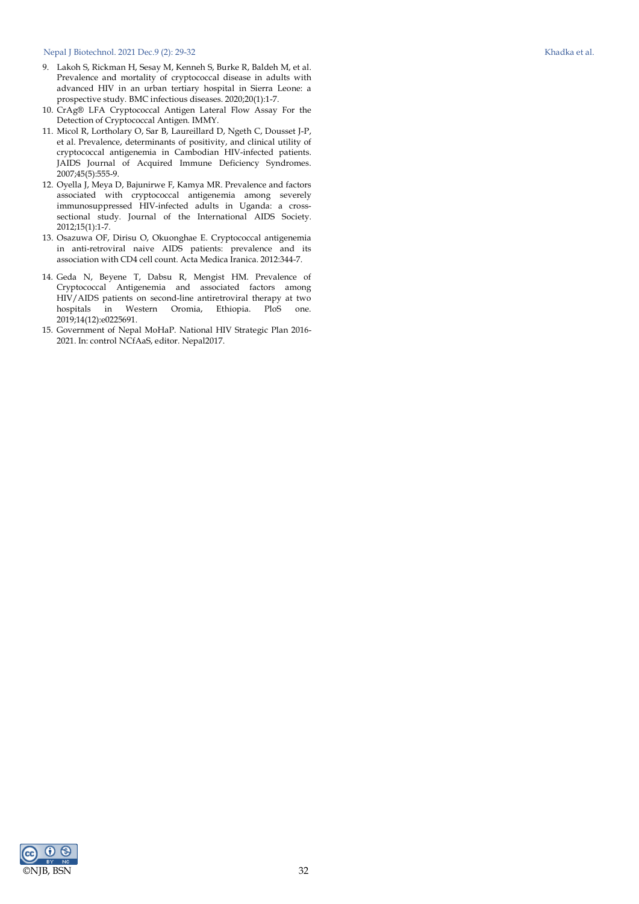9. Lakoh S, Rickman H, Sesay M, Kenneh S, Burke R, Baldeh M, et al. Prevalence and mortality of cryptococcal disease in adults with advanced HIV in an urban tertiary hospital in Sierra Leone: a prospective study. BMC infectious diseases. 2020;20(1):1-7.
10. CrAg® LFA Cryptococcal Antigen Lateral Flow Assay For the Detection of Cryptococcal Antigen. IMMY.
11. Micol R, Lortholary O, Sar B, Laureillard D, Ngeth C, Dousset J-P, et al. Prevalence, determinants of positivity, and clinical utility of cryptococcal antigenemia in Cambodian HIV-infected patients. JAIDS Journal of Acquired Immune Deficiency Syndromes. 2007;45(5):555-9.
12. Oyella J, Meya D, Bajunirwe F, Kamya MR. Prevalence and factors associated with cryptococcal antigenemia among severely immunosuppressed HIV-infected adults in Uganda: a cross-sectional study. Journal of the International AIDS Society. 2012;15(1):1-7.
13. Osazuwa OF, Dirisu O, Okuonghae E. Cryptococcal antigenemia in anti-retroviral naive AIDS patients: prevalence and its association with CD4 cell count. Acta Medica Iranica. 2012:344-7.
14. Geda N, Beyene T, Dabsu R, Mengist HM. Prevalence of Cryptococcal Antigenemia and associated factors among HIV/AIDS patients on second-line antiretroviral therapy at two hospitals in Western Oromia, Ethiopia. PloS one. 2019;14(12):e0225691.
15. Government of Nepal MoHaP. National HIV Strategic Plan 2016-2021. In: control NCfAaS, editor. Nepal2017.